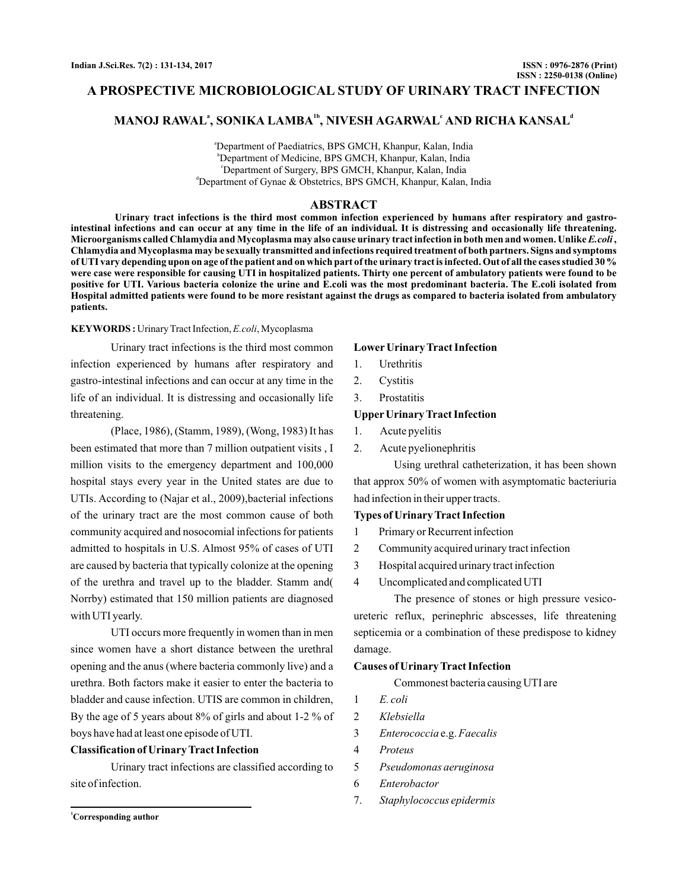# A PROSPECTIVE MICROBIOLOGICAL STUDY OF URINARY TRACT INFECTION

**MANOJ RAWAL[a], SONIKA LAMBA[1b], NIVESH AGARWAL[c] AND RICHA KANSAL[d]**

[a]Department of Paediatrics, BPS GMCH, Khanpur, Kalan, India
[b]Department of Medicine, BPS GMCH, Khanpur, Kalan, India
[c]Department of Surgery, BPS GMCH, Khanpur, Kalan, India
[d]Department of Gynae & Obstetrics, BPS GMCH, Khanpur, Kalan, India

## ABSTRACT

**Urinary tract infections is the third most common infection experienced by humans after respiratory and gastro-intestinal infections and can occur at any time in the life of an individual. It is distressing and occasionally life threatening. Microorganisms called Chlamydia and Mycoplasma may also cause urinary tract infection in both men and women. Unlike *E.coli*, Chlamydia and Mycoplasma may be sexually transmitted and infections required treatment of both partners. Signs and symptoms of UTI vary depending upon on age of the patient and on which part of the urinary tract is infected. Out of all the cases studied 30 % were case were responsible for causing UTI in hospitalized patients. Thirty one percent of ambulatory patients were found to be positive for UTI. Various bacteria colonize the urine and E.coli was the most predominant bacteria. The E.coli isolated from Hospital admitted patients were found to be more resistant against the drugs as compared to bacteria isolated from ambulatory patients.**

**KEYWORDS :** Urinary Tract Infection, *E.coli*, Mycoplasma

Urinary tract infections is the third most common infection experienced by humans after respiratory and gastro-intestinal infections and can occur at any time in the life of an individual. It is distressing and occasionally life threatening.

(Place, 1986), (Stamm, 1989), (Wong, 1983) It has been estimated that more than 7 million outpatient visits , I million visits to the emergency department and 100,000 hospital stays every year in the United states are due to UTIs. According to (Najar et al., 2009),bacterial infections of the urinary tract are the most common cause of both community acquired and nosocomial infections for patients admitted to hospitals in U.S. Almost 95% of cases of UTI are caused by bacteria that typically colonize at the opening of the urethra and travel up to the bladder. Stamm and( Norrby) estimated that 150 million patients are diagnosed with UTI yearly.

UTI occurs more frequently in women than in men since women have a short distance between the urethral opening and the anus (where bacteria commonly live) and a urethra. Both factors make it easier to enter the bacteria to bladder and cause infection. UTIS are common in children, By the age of 5 years about 8% of girls and about 1-2 % of boys have had at least one episode of UTI.

### Classification of Urinary Tract Infection

Urinary tract infections are classified according to site of infection.

### Lower Urinary Tract Infection

1. Urethritis
2. Cystitis
3. Prostatitis

### Upper Urinary Tract Infection

1. Acute pyelitis
2. Acute pyelionephritis

Using urethral catheterization, it has been shown that approx 50% of women with asymptomatic bacteriuria had infection in their upper tracts.

### Types of Urinary Tract Infection

1. Primary or Recurrent infection
2. Community acquired urinary tract infection
3. Hospital acquired urinary tract infection
4. Uncomplicated and complicated UTI

The presence of stones or high pressure vesico-ureteric reflux, perinephric abscesses, life threatening septicemia or a combination of these predispose to kidney damage.

### Causes of Urinary Tract Infection

Commonest bacteria causing UTI are

1. *E. coli*
2. *Klebsiella*
3. *Enterococcia* e.g. *Faecalis*
4. *Proteus*
5. *Pseudomonas aeruginosa*
6. *Enterobactor*
7. *Staphylococcus epidermis*

[1]Corresponding author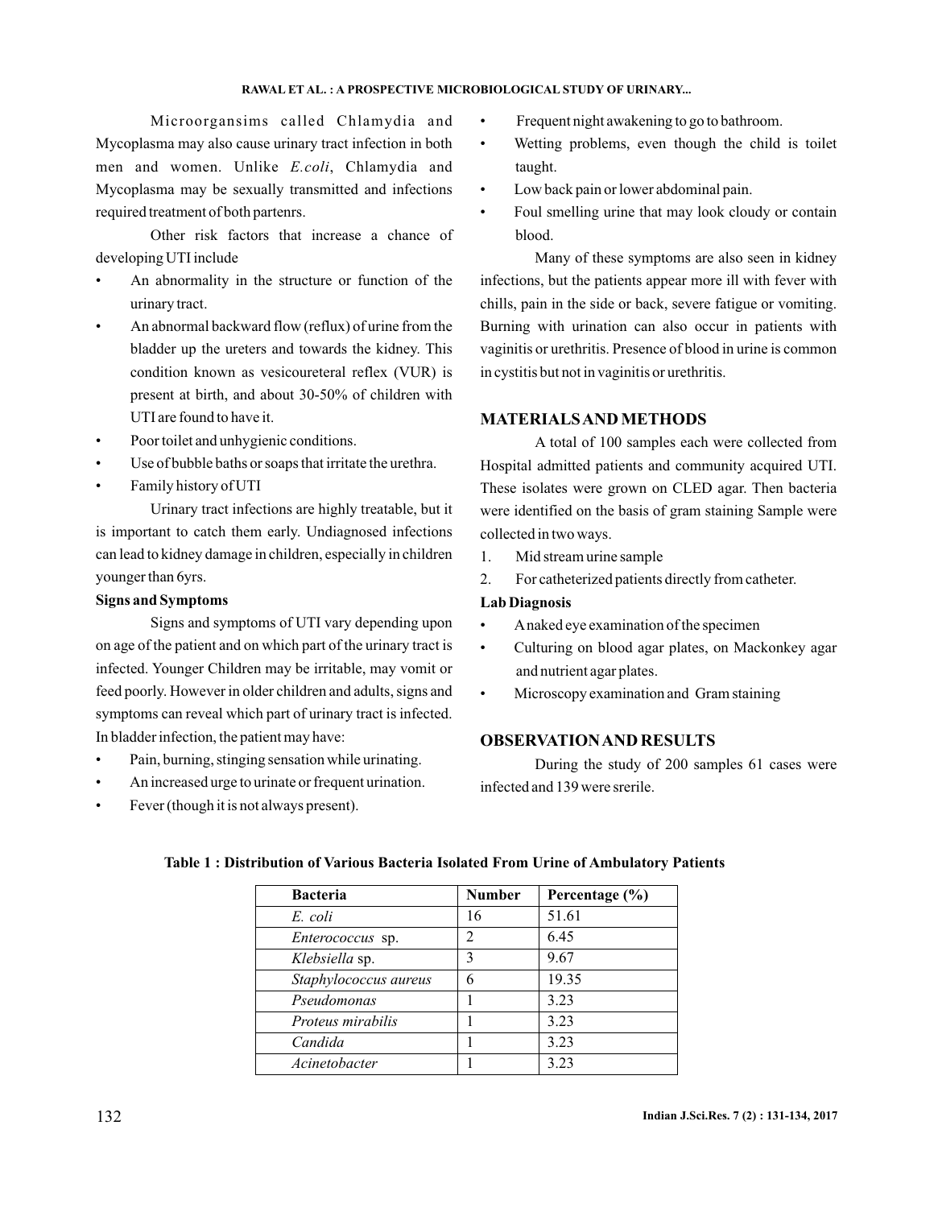Microorgansims called Chlamydia and Mycoplasma may also cause urinary tract infection in both men and women. Unlike *E.coli*, Chlamydia and Mycoplasma may be sexually transmitted and infections required treatment of both partenrs.

Other risk factors that increase a chance of developing UTI include

- An abnormality in the structure or function of the urinary tract.
- An abnormal backward flow (reflux) of urine from the bladder up the ureters and towards the kidney. This condition known as vesicoureteral reflex (VUR) is present at birth, and about 30-50% of children with UTI are found to have it.
- Poor toilet and unhygienic conditions.
- Use of bubble baths or soaps that irritate the urethra.
- Family history of UTI

Urinary tract infections are highly treatable, but it is important to catch them early. Undiagnosed infections can lead to kidney damage in children, especially in children younger than 6yrs.

**Signs and Symptoms**

Signs and symptoms of UTI vary depending upon on age of the patient and on which part of the urinary tract is infected. Younger Children may be irritable, may vomit or feed poorly. However in older children and adults, signs and symptoms can reveal which part of urinary tract is infected. In bladder infection, the patient may have:

- Pain, burning, stinging sensation while urinating.
- An increased urge to urinate or frequent urination.
- Fever (though it is not always present).
- Frequent night awakening to go to bathroom.
- Wetting problems, even though the child is toilet taught.
- Low back pain or lower abdominal pain.
- Foul smelling urine that may look cloudy or contain blood.

Many of these symptoms are also seen in kidney infections, but the patients appear more ill with fever with chills, pain in the side or back, severe fatigue or vomiting. Burning with urination can also occur in patients with vaginitis or urethritis. Presence of blood in urine is common in cystitis but not in vaginitis or urethritis.

## MATERIALS AND METHODS

A total of 100 samples each were collected from Hospital admitted patients and community acquired UTI. These isolates were grown on CLED agar. Then bacteria were identified on the basis of gram staining Sample were collected in two ways.

1. Mid stream urine sample
2. For catheterized patients directly from catheter.

**Lab Diagnosis**

- A naked eye examination of the specimen
- Culturing on blood agar plates, on Mackonkey agar and nutrient agar plates.
- Microscopy examination and Gram staining

## OBSERVATION AND RESULTS

During the study of 200 samples 61 cases were infected and 139 were srerile.

**Table 1 : Distribution of Various Bacteria Isolated From Urine of Ambulatory Patients**

| Bacteria | Number | Percentage (%) |
|---|---|---|
| *E. coli* | 16 | 51.61 |
| *Enterococcus* sp. | 2 | 6.45 |
| *Klebsiella* sp. | 3 | 9.67 |
| *Staphylococcus aureus* | 6 | 19.35 |
| *Pseudomonas* | 1 | 3.23 |
| *Proteus mirabilis* | 1 | 3.23 |
| *Candida* | 1 | 3.23 |
| *Acinetobacter* | 1 | 3.23 |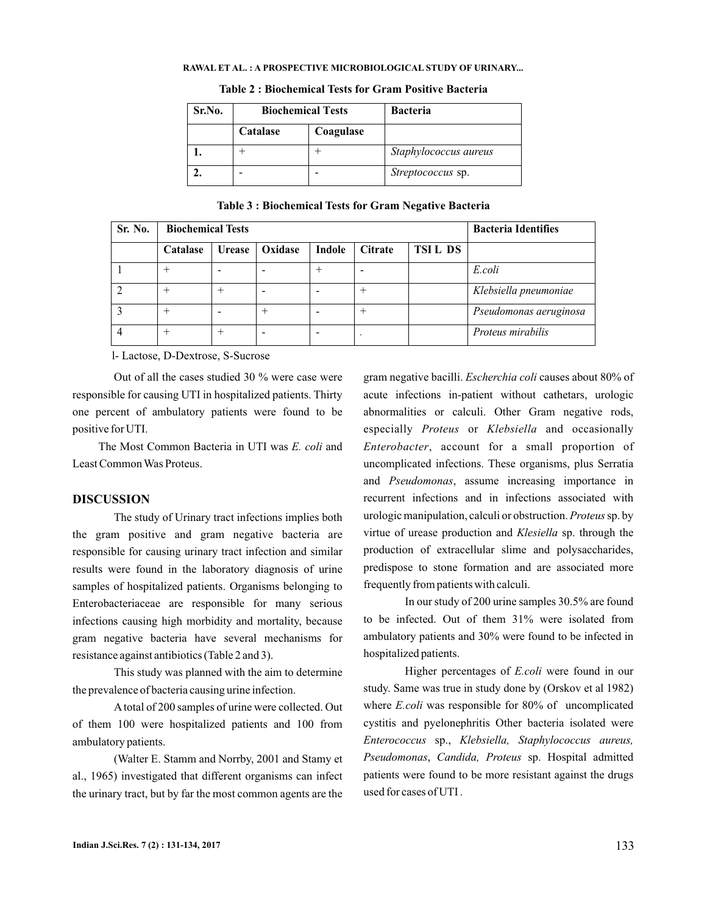**Table 2 : Biochemical Tests for Gram Positive Bacteria**

| Sr.No. | Biochemical Tests | | Bacteria |
|---|---|---|---|
| | Catalase | Coagulase | |
| **1.** | + | + | *Staphylococcus aureus* |
| **2.** | - | - | *Streptococcus* sp. |

**Table 3 : Biochemical Tests for Gram Negative Bacteria**

| Sr. No. | Biochemical Tests | | | | | | Bacteria Identifies |
|---|---|---|---|---|---|---|---|
| | Catalase | Urease | Oxidase | Indole | Citrate | TSI L DS | |
| 1 | + | - | - | + | - | | *E.coli* |
| 2 | + | + | - | - | + | | *Klebsiella pneumoniae* |
| 3 | + | - | + | - | + | | *Pseudomonas aeruginosa* |
| 4 | + | + | - | - | . | | *Proteus mirabilis* |

l- Lactose, D-Dextrose, S-Sucrose

Out of all the cases studied 30 % were case were responsible for causing UTI in hospitalized patients. Thirty one percent of ambulatory patients were found to be positive for UTI.

The Most Common Bacteria in UTI was *E. coli* and Least Common Was Proteus.

## DISCUSSION

The study of Urinary tract infections implies both the gram positive and gram negative bacteria are responsible for causing urinary tract infection and similar results were found in the laboratory diagnosis of urine samples of hospitalized patients. Organisms belonging to Enterobacteriaceae are responsible for many serious infections causing high morbidity and mortality, because gram negative bacteria have several mechanisms for resistance against antibiotics (Table 2 and 3).

This study was planned with the aim to determine the prevalence of bacteria causing urine infection.

A total of 200 samples of urine were collected. Out of them 100 were hospitalized patients and 100 from ambulatory patients.

(Walter E. Stamm and Norrby, 2001 and Stamy et al., 1965) investigated that different organisms can infect the urinary tract, but by far the most common agents are the gram negative bacilli. *Escherchia coli* causes about 80% of acute infections in-patient without cathetars, urologic abnormalities or calculi. Other Gram negative rods, especially *Proteus* or *Klebsiella* and occasionally *Enterobacter*, account for a small proportion of uncomplicated infections. These organisms, plus Serratia and *Pseudomonas*, assume increasing importance in recurrent infections and in infections associated with urologic manipulation, calculi or obstruction. *Proteus* sp. by virtue of urease production and *Klesiella* sp. through the production of extracellular slime and polysaccharides, predispose to stone formation and are associated more frequently from patients with calculi.

In our study of 200 urine samples 30.5% are found to be infected. Out of them 31% were isolated from ambulatory patients and 30% were found to be infected in hospitalized patients.

Higher percentages of *E.coli* were found in our study. Same was true in study done by (Orskov et al 1982) where *E.coli* was responsible for 80% of uncomplicated cystitis and pyelonephritis Other bacteria isolated were *Enterococcus* sp., *Klebsiella, Staphylococcus aureus, Pseudomonas*, *Candida, Proteus* sp. Hospital admitted patients were found to be more resistant against the drugs used for cases of UTI .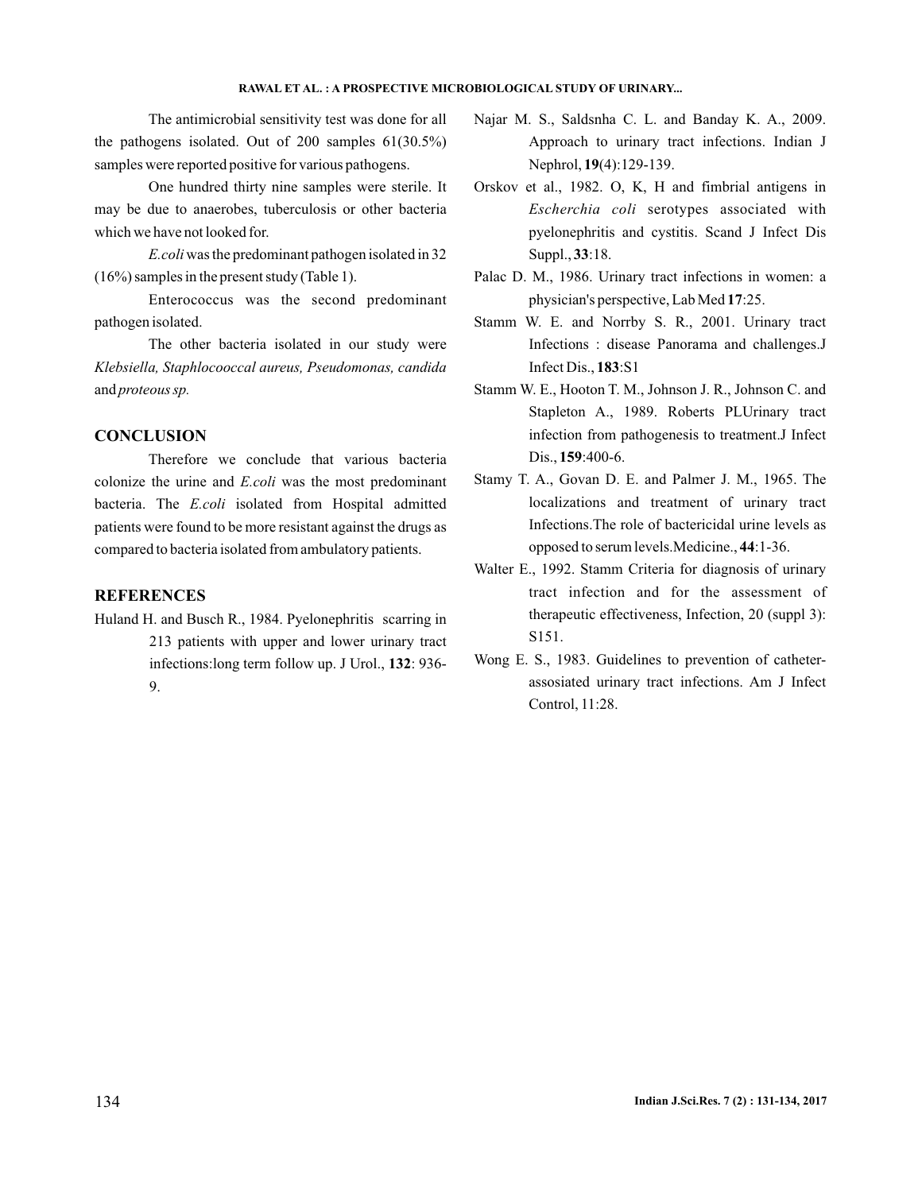The antimicrobial sensitivity test was done for all the pathogens isolated. Out of 200 samples 61(30.5%) samples were reported positive for various pathogens.

One hundred thirty nine samples were sterile. It may be due to anaerobes, tuberculosis or other bacteria which we have not looked for.

*E.coli* was the predominant pathogen isolated in 32 (16%) samples in the present study (Table 1).

Enterococcus was the second predominant pathogen isolated.

The other bacteria isolated in our study were *Klebsiella, Staphlocooccal aureus, Pseudomonas, candida* and *proteous sp.*

## CONCLUSION

Therefore we conclude that various bacteria colonize the urine and *E.coli* was the most predominant bacteria. The *E.coli* isolated from Hospital admitted patients were found to be more resistant against the drugs as compared to bacteria isolated from ambulatory patients.

## REFERENCES

Huland H. and Busch R., 1984. Pyelonephritis scarring in 213 patients with upper and lower urinary tract infections:long term follow up. J Urol., **132**: 936-9.

Najar M. S., Saldsnha C. L. and Banday K. A., 2009. Approach to urinary tract infections. Indian J Nephrol, **19**(4):129-139.

Orskov et al., 1982. O, K, H and fimbrial antigens in *Escherchia coli* serotypes associated with pyelonephritis and cystitis. Scand J Infect Dis Suppl., **33**:18.

Palac D. M., 1986. Urinary tract infections in women: a physician's perspective, Lab Med **17**:25.

Stamm W. E. and Norrby S. R., 2001. Urinary tract Infections : disease Panorama and challenges.J Infect Dis., **183**:S1

Stamm W. E., Hooton T. M., Johnson J. R., Johnson C. and Stapleton A., 1989. Roberts PLUrinary tract infection from pathogenesis to treatment.J Infect Dis., **159**:400-6.

Stamy T. A., Govan D. E. and Palmer J. M., 1965. The localizations and treatment of urinary tract Infections.The role of bactericidal urine levels as opposed to serum levels.Medicine., **44**:1-36.

Walter E., 1992. Stamm Criteria for diagnosis of urinary tract infection and for the assessment of therapeutic effectiveness, Infection, 20 (suppl 3): S151.

Wong E. S., 1983. Guidelines to prevention of catheter-assosiated urinary tract infections. Am J Infect Control, 11:28.